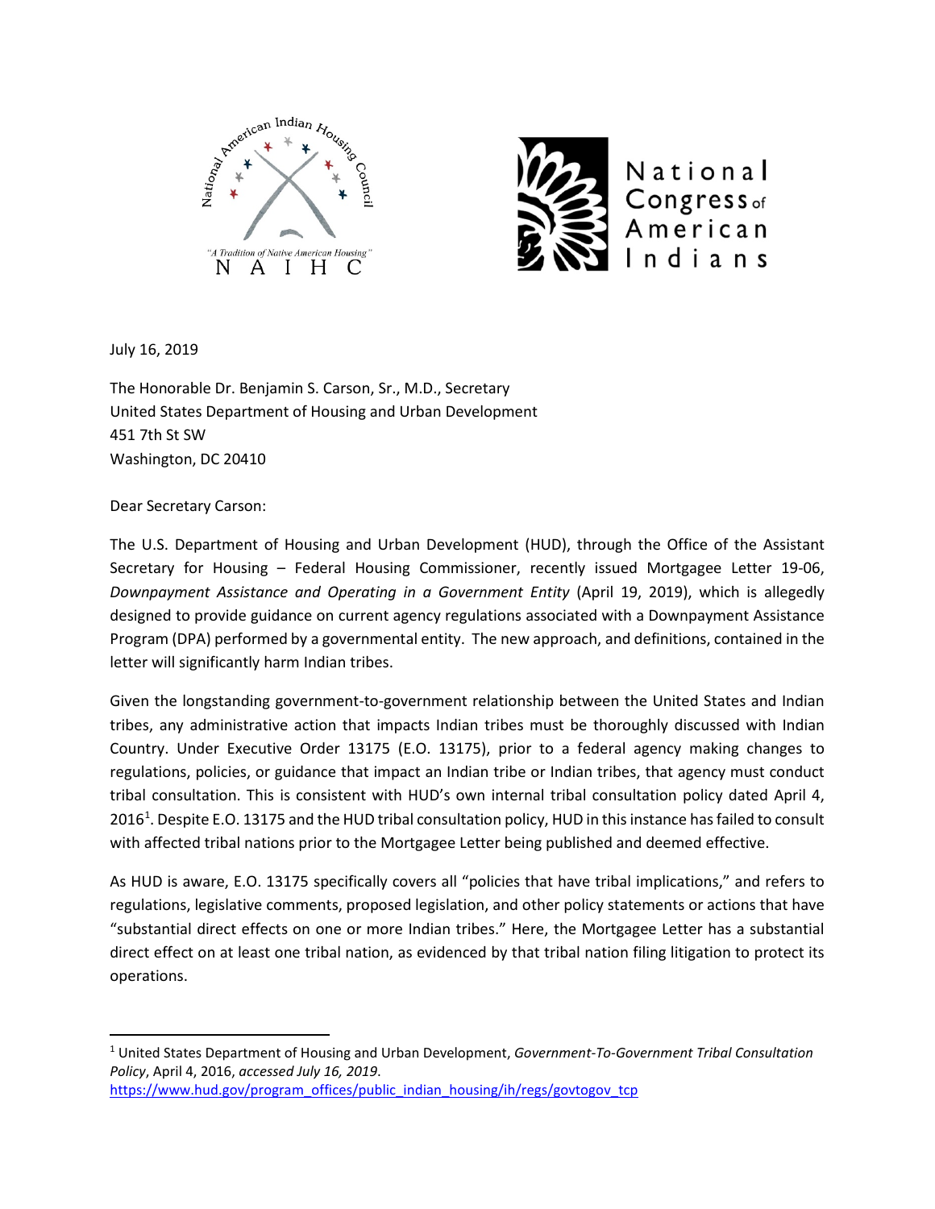July 16, 2019

The Honorable Dr. Benjamin S. Carson, Sr., M.D., Secretary
United States Department of Housing and Urban Development
451 7th St SW
Washington, DC 20410

Dear Secretary Carson:

The U.S. Department of Housing and Urban Development (HUD), through the Office of the Assistant Secretary for Housing – Federal Housing Commissioner, recently issued Mortgagee Letter 19-06, *Downpayment Assistance and Operating in a Government Entity* (April 19, 2019), which is allegedly designed to provide guidance on current agency regulations associated with a Downpayment Assistance Program (DPA) performed by a governmental entity. The new approach, and definitions, contained in the letter will significantly harm Indian tribes.

Given the longstanding government-to-government relationship between the United States and Indian tribes, any administrative action that impacts Indian tribes must be thoroughly discussed with Indian Country. Under Executive Order 13175 (E.O. 13175), prior to a federal agency making changes to regulations, policies, or guidance that impact an Indian tribe or Indian tribes, that agency must conduct tribal consultation. This is consistent with HUD's own internal tribal consultation policy dated April 4, 2016[1]. Despite E.O. 13175 and the HUD tribal consultation policy, HUD in this instance has failed to consult with affected tribal nations prior to the Mortgagee Letter being published and deemed effective.

As HUD is aware, E.O. 13175 specifically covers all "policies that have tribal implications," and refers to regulations, legislative comments, proposed legislation, and other policy statements or actions that have "substantial direct effects on one or more Indian tribes." Here, the Mortgagee Letter has a substantial direct effect on at least one tribal nation, as evidenced by that tribal nation filing litigation to protect its operations.

---

[1] United States Department of Housing and Urban Development, *Government-To-Government Tribal Consultation Policy*, April 4, 2016, *accessed July 16, 2019*.
https://www.hud.gov/program_offices/public_indian_housing/ih/regs/govtogov_tcp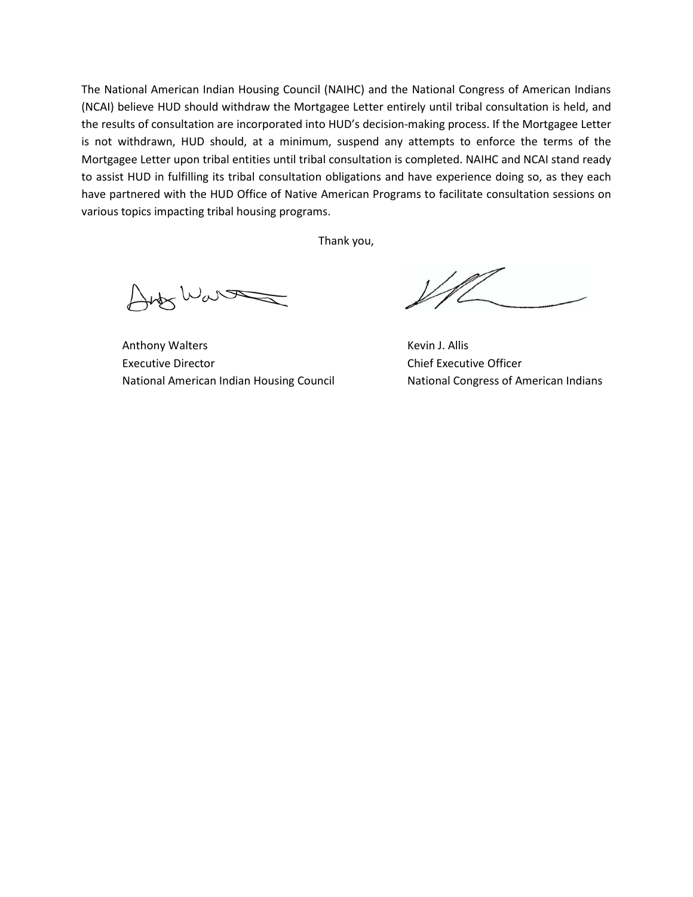The National American Indian Housing Council (NAIHC) and the National Congress of American Indians (NCAI) believe HUD should withdraw the Mortgagee Letter entirely until tribal consultation is held, and the results of consultation are incorporated into HUD's decision-making process. If the Mortgagee Letter is not withdrawn, HUD should, at a minimum, suspend any attempts to enforce the terms of the Mortgagee Letter upon tribal entities until tribal consultation is completed. NAIHC and NCAI stand ready to assist HUD in fulfilling its tribal consultation obligations and have experience doing so, as they each have partnered with the HUD Office of Native American Programs to facilitate consultation sessions on various topics impacting tribal housing programs.

Thank you,

Anthony Walters
Executive Director
National American Indian Housing Council

Kevin J. Allis
Chief Executive Officer
National Congress of American Indians